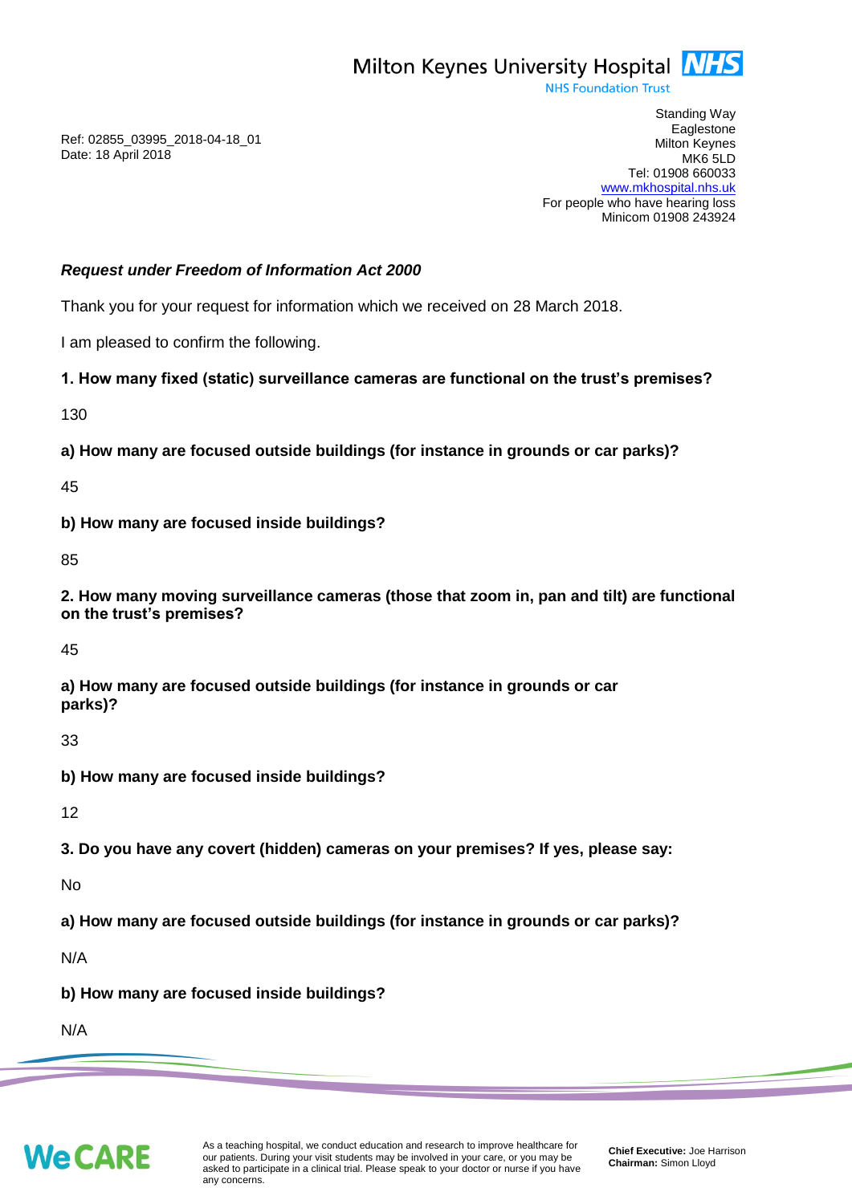Milton Keynes University Hospital **NHS**
NHS Foundation Trust

Standing Way
Eaglestone
Milton Keynes
MK6 5LD
Tel: 01908 660033
www.mkhospital.nhs.uk
For people who have hearing loss
Minicom 01908 243924

Ref: 02855_03995_2018-04-18_01
Date: 18 April 2018

***Request under Freedom of Information Act 2000***

Thank you for your request for information which we received on 28 March 2018.

I am pleased to confirm the following.

**1. How many fixed (static) surveillance cameras are functional on the trust's premises?**

130

**a) How many are focused outside buildings (for instance in grounds or car parks)?**

45

**b) How many are focused inside buildings?**

85

**2. How many moving surveillance cameras (those that zoom in, pan and tilt) are functional on the trust's premises?**

45

**a) How many are focused outside buildings (for instance in grounds or car parks)?**

33

**b) How many are focused inside buildings?**

12

**3. Do you have any covert (hidden) cameras on your premises? If yes, please say:**

No

**a) How many are focused outside buildings (for instance in grounds or car parks)?**

N/A

**b) How many are focused inside buildings?**

N/A

We CARE

As a teaching hospital, we conduct education and research to improve healthcare for our patients. During your visit students may be involved in your care, or you may be asked to participate in a clinical trial. Please speak to your doctor or nurse if you have any concerns.

**Chief Executive:** Joe Harrison
**Chairman:** Simon Lloyd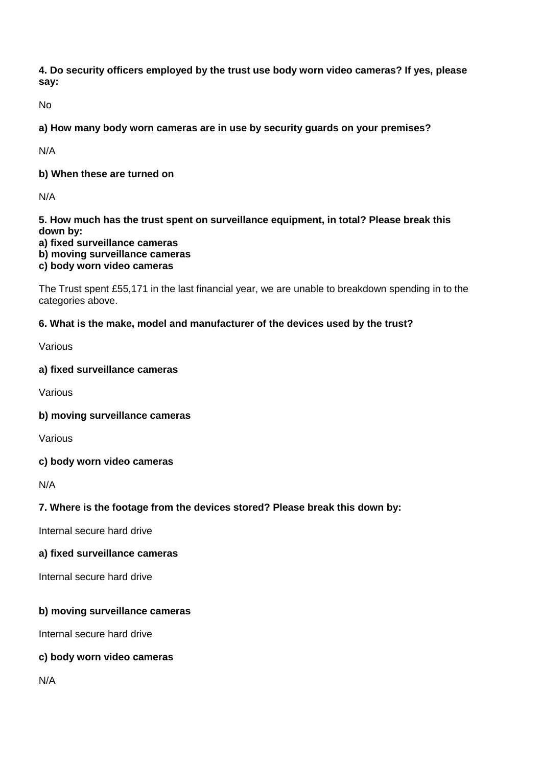**4. Do security officers employed by the trust use body worn video cameras? If yes, please say:**

No

**a) How many body worn cameras are in use by security guards on your premises?**

N/A

**b) When these are turned on**

N/A

**5. How much has the trust spent on surveillance equipment, in total? Please break this down by:**
**a) fixed surveillance cameras**
**b) moving surveillance cameras**
**c) body worn video cameras**

The Trust spent £55,171 in the last financial year, we are unable to breakdown spending in to the categories above.

**6. What is the make, model and manufacturer of the devices used by the trust?**

Various

**a) fixed surveillance cameras**

Various

**b) moving surveillance cameras**

Various

**c) body worn video cameras**

N/A

**7. Where is the footage from the devices stored? Please break this down by:**

Internal secure hard drive

**a) fixed surveillance cameras**

Internal secure hard drive

**b) moving surveillance cameras**

Internal secure hard drive

**c) body worn video cameras**

N/A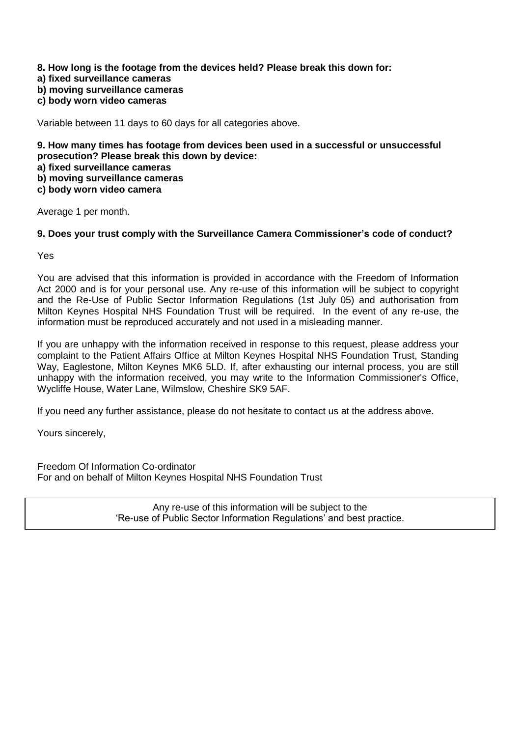**8. How long is the footage from the devices held? Please break this down for:**
**a) fixed surveillance cameras**
**b) moving surveillance cameras**
**c) body worn video cameras**

Variable between 11 days to 60 days for all categories above.

**9. How many times has footage from devices been used in a successful or unsuccessful prosecution? Please break this down by device:**
**a) fixed surveillance cameras**
**b) moving surveillance cameras**
**c) body worn video camera**

Average 1 per month.

**9. Does your trust comply with the Surveillance Camera Commissioner's code of conduct?**

Yes

You are advised that this information is provided in accordance with the Freedom of Information Act 2000 and is for your personal use. Any re-use of this information will be subject to copyright and the Re-Use of Public Sector Information Regulations (1st July 05) and authorisation from Milton Keynes Hospital NHS Foundation Trust will be required. In the event of any re-use, the information must be reproduced accurately and not used in a misleading manner.

If you are unhappy with the information received in response to this request, please address your complaint to the Patient Affairs Office at Milton Keynes Hospital NHS Foundation Trust, Standing Way, Eaglestone, Milton Keynes MK6 5LD. If, after exhausting our internal process, you are still unhappy with the information received, you may write to the Information Commissioner's Office, Wycliffe House, Water Lane, Wilmslow, Cheshire SK9 5AF.

If you need any further assistance, please do not hesitate to contact us at the address above.

Yours sincerely,

Freedom Of Information Co-ordinator
For and on behalf of Milton Keynes Hospital NHS Foundation Trust

Any re-use of this information will be subject to the 'Re-use of Public Sector Information Regulations' and best practice.